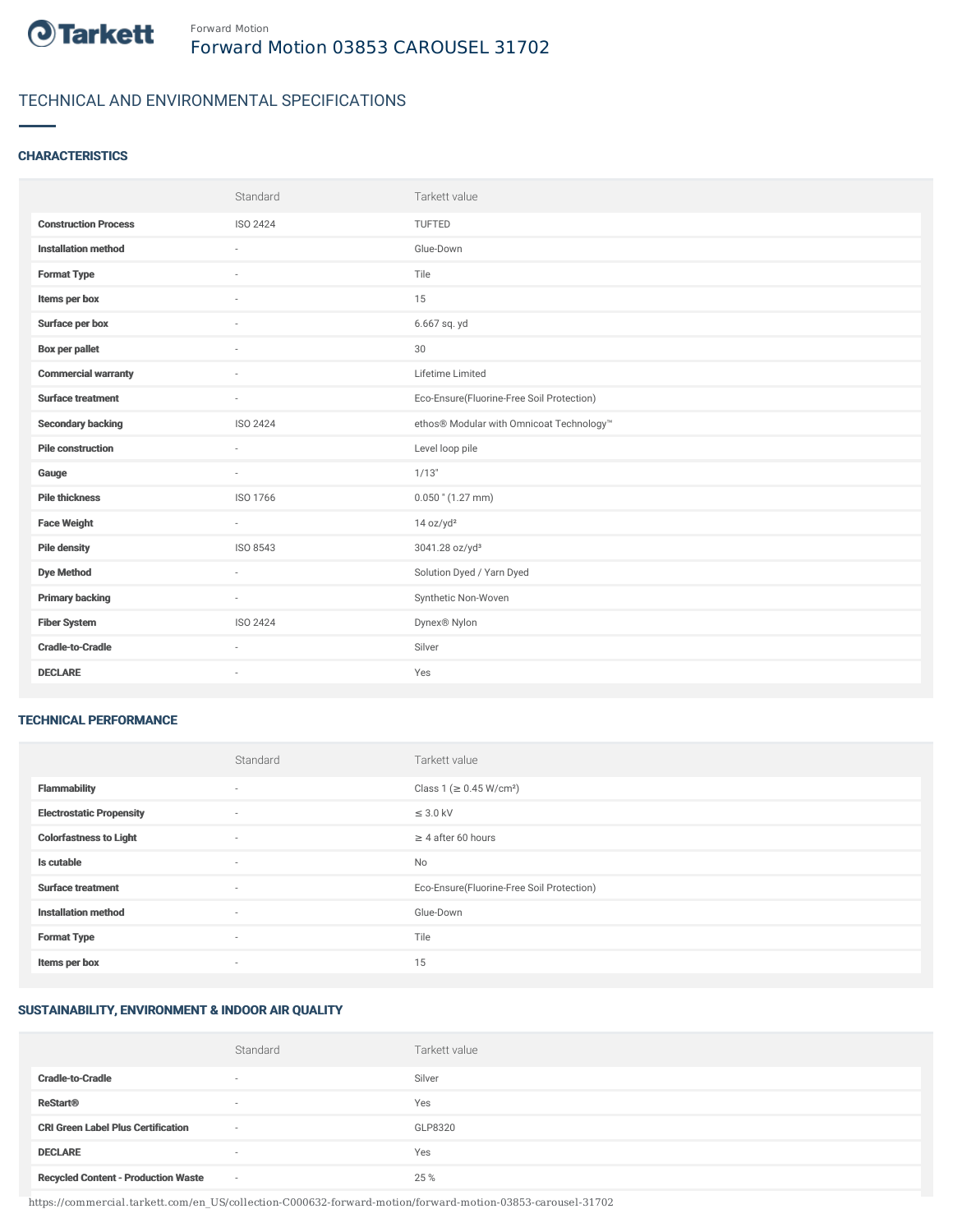Forward Motion

# Forward Motion 03853 CAROUSEL 31702

## TECHNICAL AND ENVIRONMENTAL SPECIFICATIONS

### CHARACTERISTICS

| | Standard | Tarkett value |
|---|---|---|
| **Construction Process** | ISO 2424 | TUFTED |
| **Installation method** | - | Glue-Down |
| **Format Type** | - | Tile |
| **Items per box** | - | 15 |
| **Surface per box** | - | 6.667 sq. yd |
| **Box per pallet** | - | 30 |
| **Commercial warranty** | - | Lifetime Limited |
| **Surface treatment** | - | Eco-Ensure(Fluorine-Free Soil Protection) |
| **Secondary backing** | ISO 2424 | ethos® Modular with Omnicoat Technology™ |
| **Pile construction** | - | Level loop pile |
| **Gauge** | - | 1/13" |
| **Pile thickness** | ISO 1766 | 0.050 " (1.27 mm) |
| **Face Weight** | - | 14 oz/yd² |
| **Pile density** | ISO 8543 | 3041.28 oz/yd³ |
| **Dye Method** | - | Solution Dyed / Yarn Dyed |
| **Primary backing** | - | Synthetic Non-Woven |
| **Fiber System** | ISO 2424 | Dynex® Nylon |
| **Cradle-to-Cradle** | - | Silver |
| **DECLARE** | - | Yes |

### TECHNICAL PERFORMANCE

| | Standard | Tarkett value |
|---|---|---|
| **Flammability** | - | Class 1 (≥ 0.45 W/cm²) |
| **Electrostatic Propensity** | - | ≤ 3.0 kV |
| **Colorfastness to Light** | - | ≥ 4 after 60 hours |
| **Is cutable** | - | No |
| **Surface treatment** | - | Eco-Ensure(Fluorine-Free Soil Protection) |
| **Installation method** | - | Glue-Down |
| **Format Type** | - | Tile |
| **Items per box** | - | 15 |

### SUSTAINABILITY, ENVIRONMENT & INDOOR AIR QUALITY

| | Standard | Tarkett value |
|---|---|---|
| **Cradle-to-Cradle** | - | Silver |
| **ReStart®** | - | Yes |
| **CRI Green Label Plus Certification** | - | GLP8320 |
| **DECLARE** | - | Yes |
| **Recycled Content - Production Waste** | - | 25 % |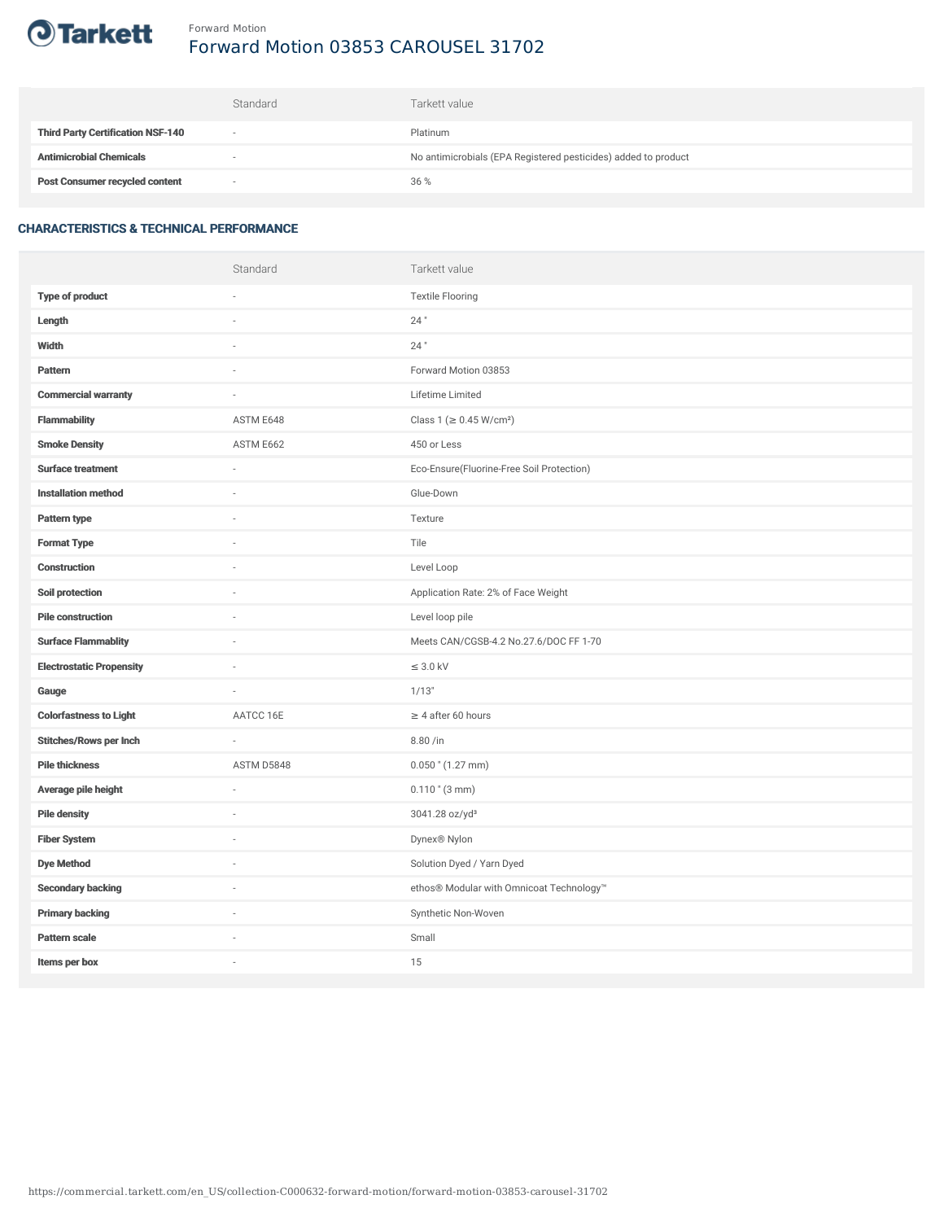Forward Motion

# Forward Motion 03853 CAROUSEL 31702

| | Standard | Tarkett value |
|---|---|---|
| **Third Party Certification NSF-140** | - | Platinum |
| **Antimicrobial Chemicals** | - | No antimicrobials (EPA Registered pesticides) added to product |
| **Post Consumer recycled content** | - | 36 % |

## CHARACTERISTICS & TECHNICAL PERFORMANCE

| | Standard | Tarkett value |
|---|---|---|
| **Type of product** | - | Textile Flooring |
| **Length** | - | 24 " |
| **Width** | - | 24 " |
| **Pattern** | - | Forward Motion 03853 |
| **Commercial warranty** | - | Lifetime Limited |
| **Flammability** | ASTM E648 | Class 1 (≥ 0.45 W/cm²) |
| **Smoke Density** | ASTM E662 | 450 or Less |
| **Surface treatment** | - | Eco-Ensure(Fluorine-Free Soil Protection) |
| **Installation method** | - | Glue-Down |
| **Pattern type** | - | Texture |
| **Format Type** | - | Tile |
| **Construction** | - | Level Loop |
| **Soil protection** | - | Application Rate: 2% of Face Weight |
| **Pile construction** | - | Level loop pile |
| **Surface Flammablity** | - | Meets CAN/CGSB-4.2 No.27.6/DOC FF 1-70 |
| **Electrostatic Propensity** | - | ≤ 3.0 kV |
| **Gauge** | - | 1/13" |
| **Colorfastness to Light** | AATCC 16E | ≥ 4 after 60 hours |
| **Stitches/Rows per Inch** | - | 8.80 /in |
| **Pile thickness** | ASTM D5848 | 0.050 " (1.27 mm) |
| **Average pile height** | - | 0.110 " (3 mm) |
| **Pile density** | - | 3041.28 oz/yd³ |
| **Fiber System** | - | Dynex® Nylon |
| **Dye Method** | - | Solution Dyed / Yarn Dyed |
| **Secondary backing** | - | ethos® Modular with Omnicoat Technology™ |
| **Primary backing** | - | Synthetic Non-Woven |
| **Pattern scale** | - | Small |
| **Items per box** | - | 15 |